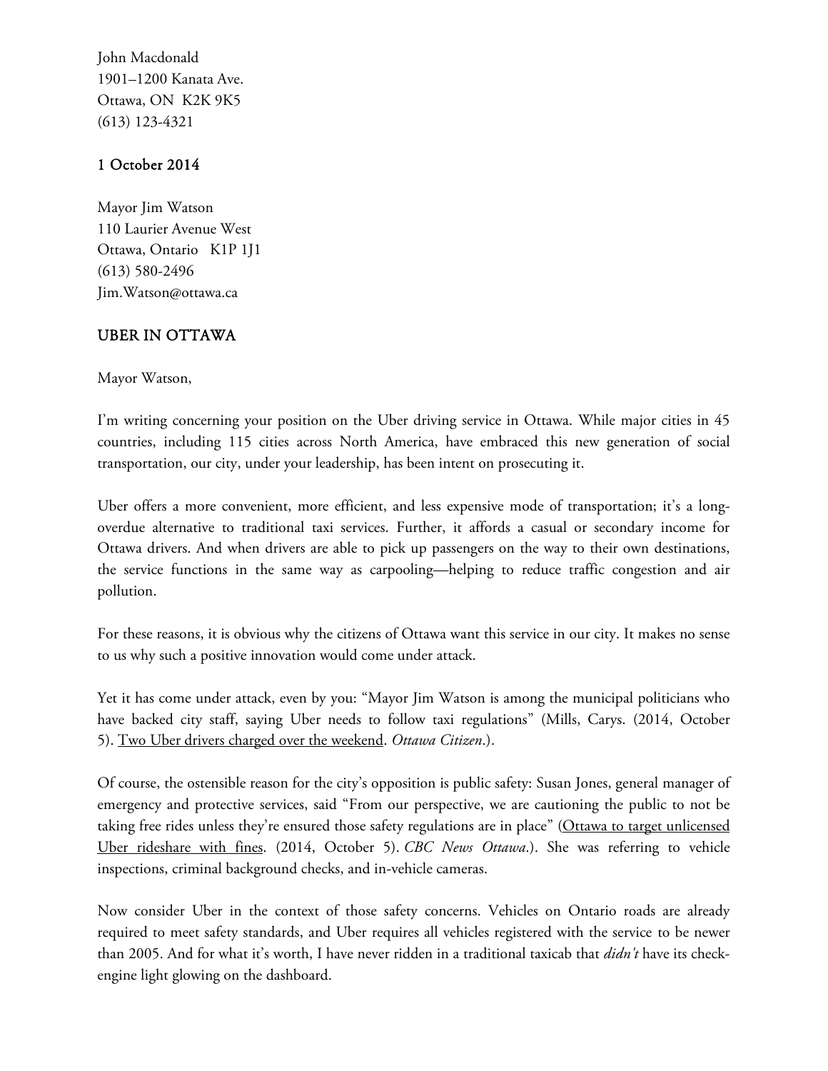John Macdonald
1901–1200 Kanata Ave.
Ottawa, ON K2K 9K5
(613) 123-4321

1 October 2014

Mayor Jim Watson
110 Laurier Avenue West
Ottawa, Ontario K1P 1J1
(613) 580-2496
Jim.Watson@ottawa.ca

## UBER IN OTTAWA

Mayor Watson,

I'm writing concerning your position on the Uber driving service in Ottawa. While major cities in 45 countries, including 115 cities across North America, have embraced this new generation of social transportation, our city, under your leadership, has been intent on prosecuting it.

Uber offers a more convenient, more efficient, and less expensive mode of transportation; it's a long-overdue alternative to traditional taxi services. Further, it affords a casual or secondary income for Ottawa drivers. And when drivers are able to pick up passengers on the way to their own destinations, the service functions in the same way as carpooling—helping to reduce traffic congestion and air pollution.

For these reasons, it is obvious why the citizens of Ottawa want this service in our city. It makes no sense to us why such a positive innovation would come under attack.

Yet it has come under attack, even by you: "Mayor Jim Watson is among the municipal politicians who have backed city staff, saying Uber needs to follow taxi regulations" (Mills, Carys. (2014, October 5). <u>Two Uber drivers charged over the weekend</u>. *Ottawa Citizen*.).

Of course, the ostensible reason for the city's opposition is public safety: Susan Jones, general manager of emergency and protective services, said "From our perspective, we are cautioning the public to not be taking free rides unless they're ensured those safety regulations are in place" (<u>Ottawa to target unlicensed Uber rideshare with fines</u>. (2014, October 5). *CBC News Ottawa*.). She was referring to vehicle inspections, criminal background checks, and in-vehicle cameras.

Now consider Uber in the context of those safety concerns. Vehicles on Ontario roads are already required to meet safety standards, and Uber requires all vehicles registered with the service to be newer than 2005. And for what it's worth, I have never ridden in a traditional taxicab that *didn't* have its check-engine light glowing on the dashboard.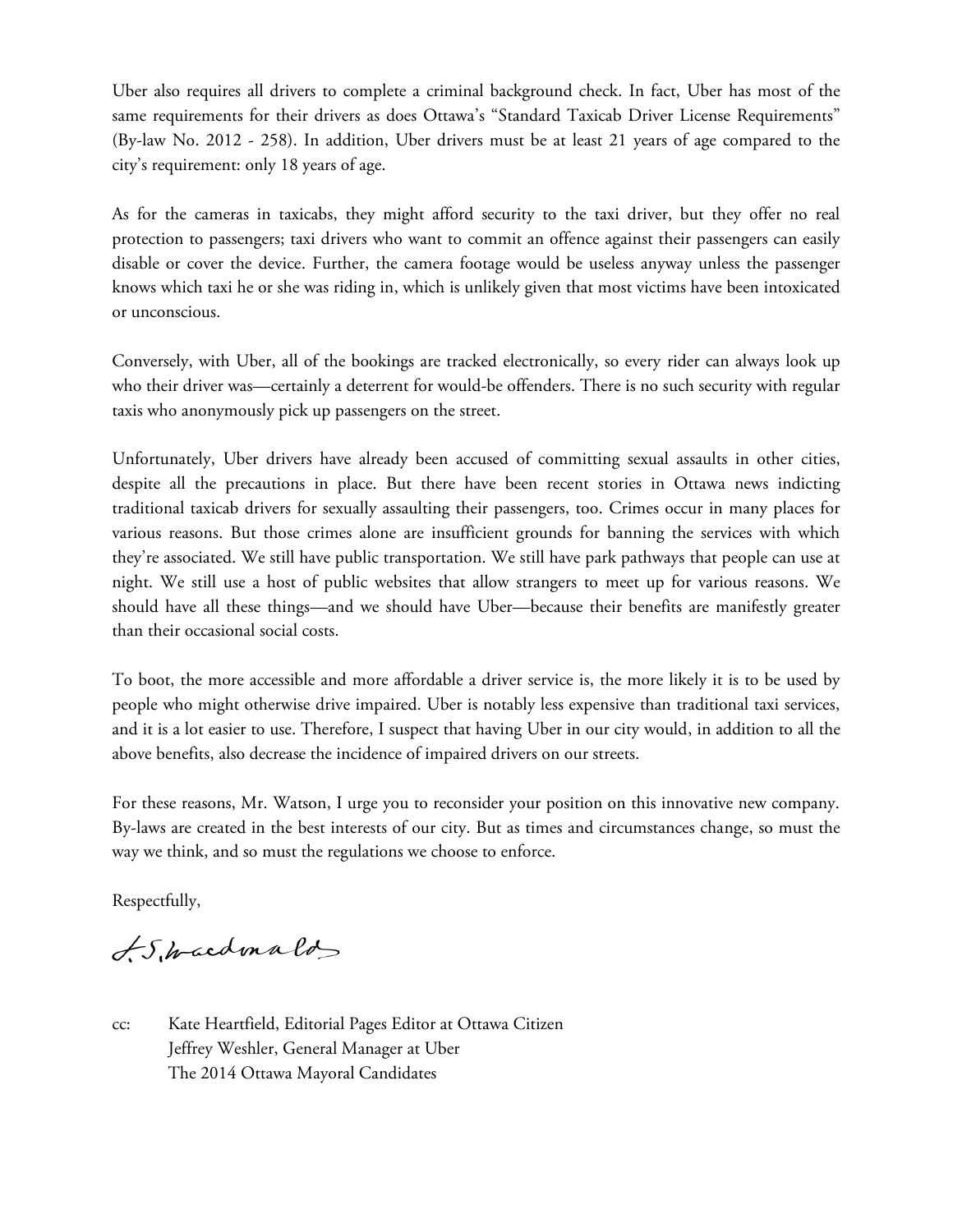Uber also requires all drivers to complete a criminal background check. In fact, Uber has most of the same requirements for their drivers as does Ottawa's "Standard Taxicab Driver License Requirements" (By-law No. 2012 - 258). In addition, Uber drivers must be at least 21 years of age compared to the city's requirement: only 18 years of age.

As for the cameras in taxicabs, they might afford security to the taxi driver, but they offer no real protection to passengers; taxi drivers who want to commit an offence against their passengers can easily disable or cover the device. Further, the camera footage would be useless anyway unless the passenger knows which taxi he or she was riding in, which is unlikely given that most victims have been intoxicated or unconscious.

Conversely, with Uber, all of the bookings are tracked electronically, so every rider can always look up who their driver was—certainly a deterrent for would-be offenders. There is no such security with regular taxis who anonymously pick up passengers on the street.

Unfortunately, Uber drivers have already been accused of committing sexual assaults in other cities, despite all the precautions in place. But there have been recent stories in Ottawa news indicting traditional taxicab drivers for sexually assaulting their passengers, too. Crimes occur in many places for various reasons. But those crimes alone are insufficient grounds for banning the services with which they're associated. We still have public transportation. We still have park pathways that people can use at night. We still use a host of public websites that allow strangers to meet up for various reasons. We should have all these things—and we should have Uber—because their benefits are manifestly greater than their occasional social costs.

To boot, the more accessible and more affordable a driver service is, the more likely it is to be used by people who might otherwise drive impaired. Uber is notably less expensive than traditional taxi services, and it is a lot easier to use. Therefore, I suspect that having Uber in our city would, in addition to all the above benefits, also decrease the incidence of impaired drivers on our streets.

For these reasons, Mr. Watson, I urge you to reconsider your position on this innovative new company. By-laws are created in the best interests of our city. But as times and circumstances change, so must the way we think, and so must the regulations we choose to enforce.

Respectfully,

J. S. Macdonald

cc: Kate Heartfield, Editorial Pages Editor at Ottawa Citizen
Jeffrey Weshler, General Manager at Uber
The 2014 Ottawa Mayoral Candidates